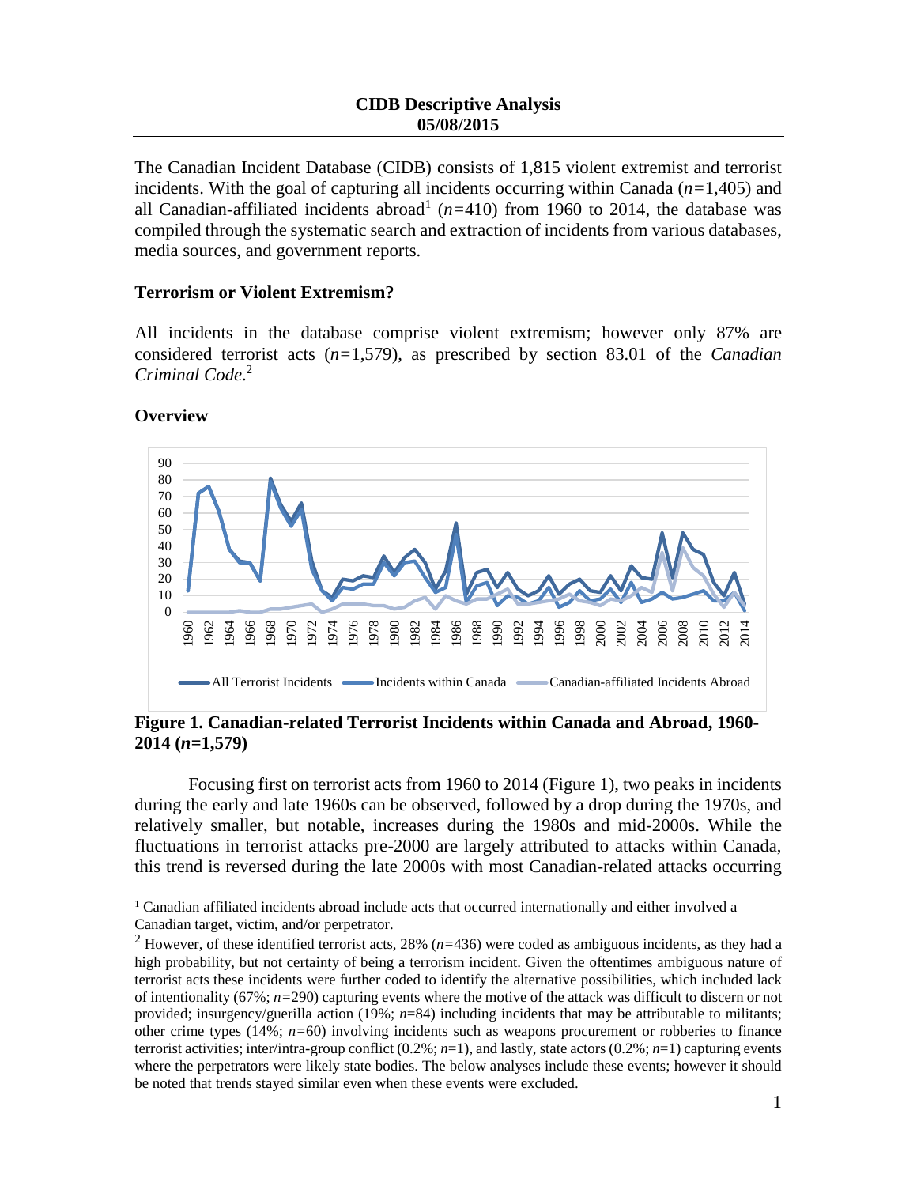**CIDB Descriptive Analysis**
**05/08/2015**

The Canadian Incident Database (CIDB) consists of 1,815 violent extremist and terrorist incidents. With the goal of capturing all incidents occurring within Canada (*n*=1,405) and all Canadian-affiliated incidents abroad[1] (*n*=410) from 1960 to 2014, the database was compiled through the systematic search and extraction of incidents from various databases, media sources, and government reports.

## Terrorism or Violent Extremism?

All incidents in the database comprise violent extremism; however only 87% are considered terrorist acts (*n*=1,579), as prescribed by section 83.01 of the *Canadian Criminal Code*.[2]

## Overview

**Figure 1. Canadian-related Terrorist Incidents within Canada and Abroad, 1960-2014 (*n*=1,579)**

Focusing first on terrorist acts from 1960 to 2014 (Figure 1), two peaks in incidents during the early and late 1960s can be observed, followed by a drop during the 1970s, and relatively smaller, but notable, increases during the 1980s and mid-2000s. While the fluctuations in terrorist attacks pre-2000 are largely attributed to attacks within Canada, this trend is reversed during the late 2000s with most Canadian-related attacks occurring

[1] Canadian affiliated incidents abroad include acts that occurred internationally and either involved a Canadian target, victim, and/or perpetrator.

[2] However, of these identified terrorist acts, 28% (*n*=436) were coded as ambiguous incidents, as they had a high probability, but not certainty of being a terrorism incident. Given the oftentimes ambiguous nature of terrorist acts these incidents were further coded to identify the alternative possibilities, which included lack of intentionality (67%; *n*=290) capturing events where the motive of the attack was difficult to discern or not provided; insurgency/guerilla action (19%; *n*=84) including incidents that may be attributable to militants; other crime types (14%; *n*=60) involving incidents such as weapons procurement or robberies to finance terrorist activities; inter/intra-group conflict (0.2%; *n*=1), and lastly, state actors (0.2%; *n*=1) capturing events where the perpetrators were likely state bodies. The below analyses include these events; however it should be noted that trends stayed similar even when these events were excluded.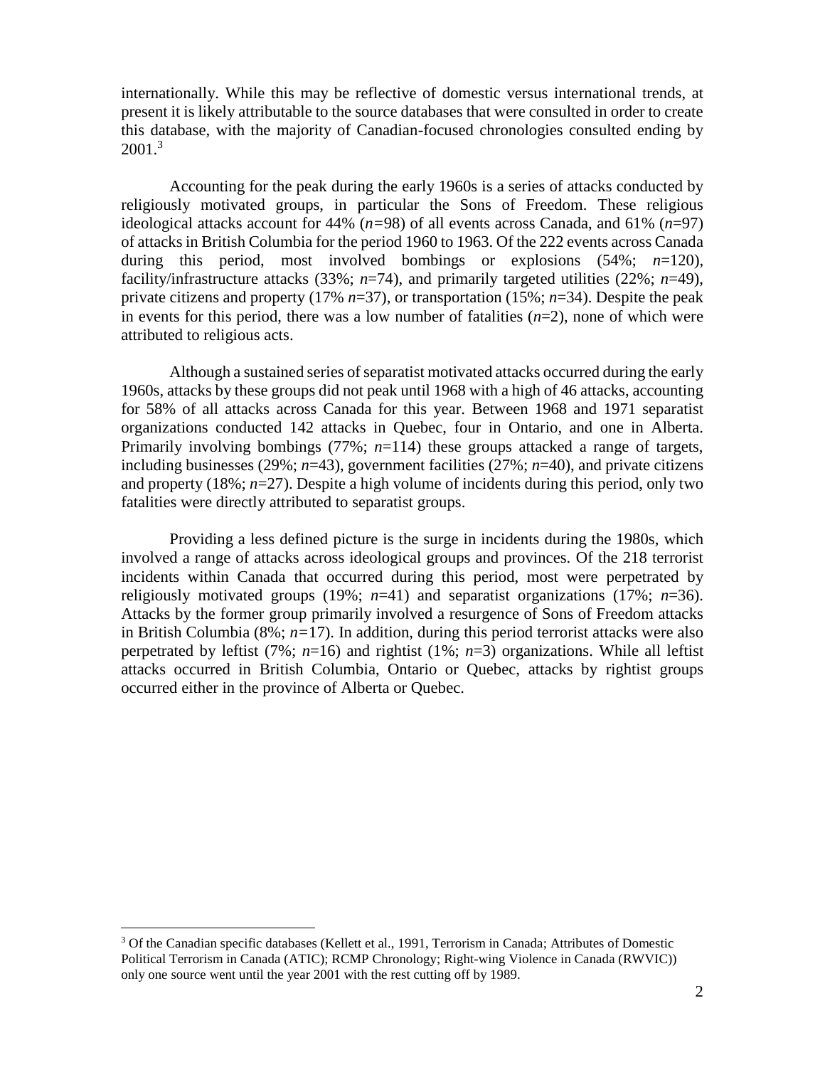internationally. While this may be reflective of domestic versus international trends, at present it is likely attributable to the source databases that were consulted in order to create this database, with the majority of Canadian-focused chronologies consulted ending by 2001.[3]

Accounting for the peak during the early 1960s is a series of attacks conducted by religiously motivated groups, in particular the Sons of Freedom. These religious ideological attacks account for 44% (*n*=98) of all events across Canada, and 61% (*n*=97) of attacks in British Columbia for the period 1960 to 1963. Of the 222 events across Canada during this period, most involved bombings or explosions (54%; *n*=120), facility/infrastructure attacks (33%; *n*=74), and primarily targeted utilities (22%; *n*=49), private citizens and property (17% *n*=37), or transportation (15%; *n*=34). Despite the peak in events for this period, there was a low number of fatalities (*n*=2), none of which were attributed to religious acts.

Although a sustained series of separatist motivated attacks occurred during the early 1960s, attacks by these groups did not peak until 1968 with a high of 46 attacks, accounting for 58% of all attacks across Canada for this year. Between 1968 and 1971 separatist organizations conducted 142 attacks in Quebec, four in Ontario, and one in Alberta. Primarily involving bombings (77%; *n*=114) these groups attacked a range of targets, including businesses (29%; *n*=43), government facilities (27%; *n*=40), and private citizens and property (18%; *n*=27). Despite a high volume of incidents during this period, only two fatalities were directly attributed to separatist groups.

Providing a less defined picture is the surge in incidents during the 1980s, which involved a range of attacks across ideological groups and provinces. Of the 218 terrorist incidents within Canada that occurred during this period, most were perpetrated by religiously motivated groups (19%; *n*=41) and separatist organizations (17%; *n*=36). Attacks by the former group primarily involved a resurgence of Sons of Freedom attacks in British Columbia (8%; *n*=17). In addition, during this period terrorist attacks were also perpetrated by leftist (7%; *n*=16) and rightist (1%; *n*=3) organizations. While all leftist attacks occurred in British Columbia, Ontario or Quebec, attacks by rightist groups occurred either in the province of Alberta or Quebec.

---

[3] Of the Canadian specific databases (Kellett et al., 1991, Terrorism in Canada; Attributes of Domestic Political Terrorism in Canada (ATIC); RCMP Chronology; Right-wing Violence in Canada (RWVIC)) only one source went until the year 2001 with the rest cutting off by 1989.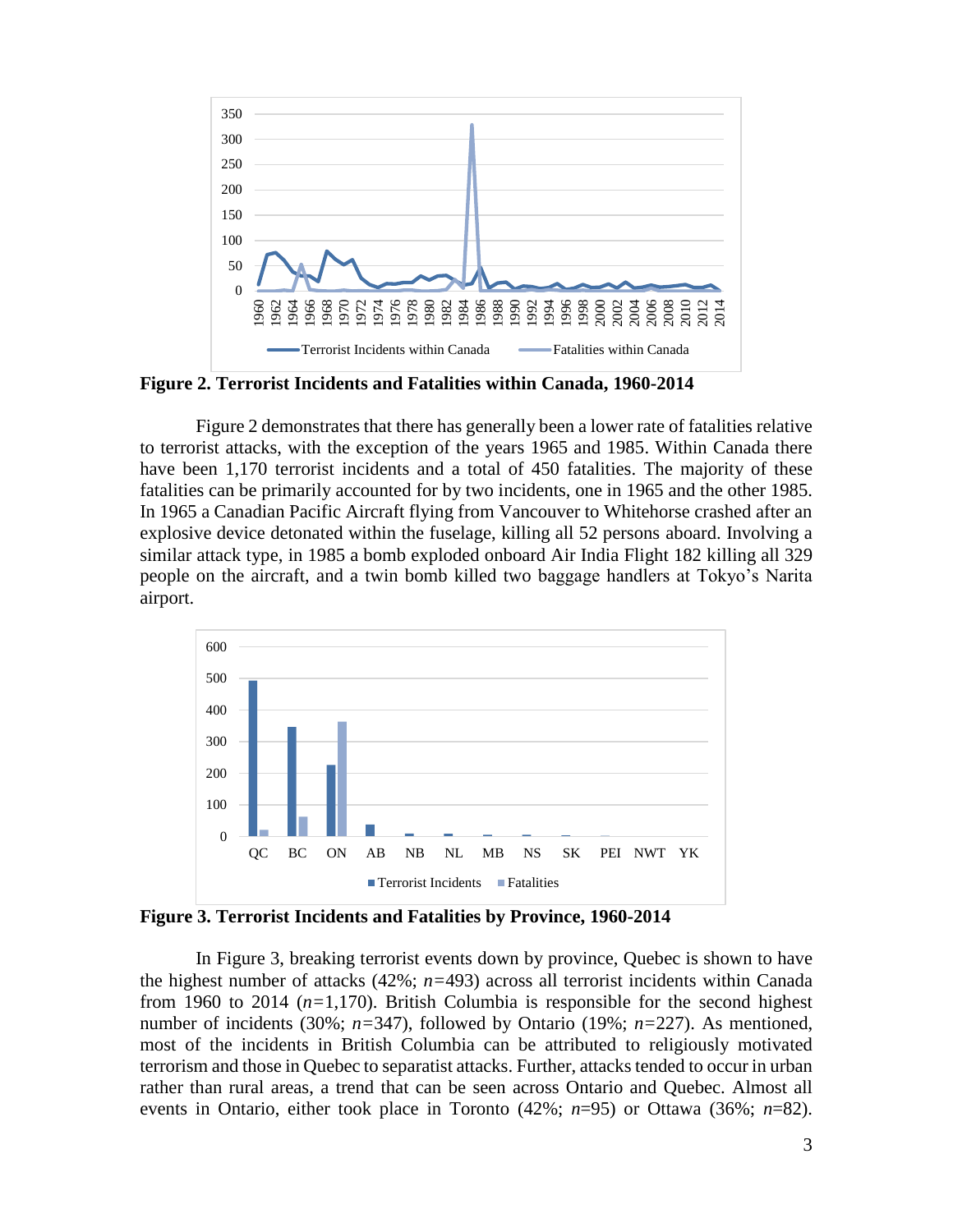**Figure 2. Terrorist Incidents and Fatalities within Canada, 1960-2014**

Figure 2 demonstrates that there has generally been a lower rate of fatalities relative to terrorist attacks, with the exception of the years 1965 and 1985. Within Canada there have been 1,170 terrorist incidents and a total of 450 fatalities. The majority of these fatalities can be primarily accounted for by two incidents, one in 1965 and the other 1985. In 1965 a Canadian Pacific Aircraft flying from Vancouver to Whitehorse crashed after an explosive device detonated within the fuselage, killing all 52 persons aboard. Involving a similar attack type, in 1985 a bomb exploded onboard Air India Flight 182 killing all 329 people on the aircraft, and a twin bomb killed two baggage handlers at Tokyo's Narita airport.

**Figure 3. Terrorist Incidents and Fatalities by Province, 1960-2014**

In Figure 3, breaking terrorist events down by province, Quebec is shown to have the highest number of attacks (42%; *n*=493) across all terrorist incidents within Canada from 1960 to 2014 (*n*=1,170). British Columbia is responsible for the second highest number of incidents (30%; *n*=347), followed by Ontario (19%; *n*=227). As mentioned, most of the incidents in British Columbia can be attributed to religiously motivated terrorism and those in Quebec to separatist attacks. Further, attacks tended to occur in urban rather than rural areas, a trend that can be seen across Ontario and Quebec. Almost all events in Ontario, either took place in Toronto (42%; *n*=95) or Ottawa (36%; *n*=82).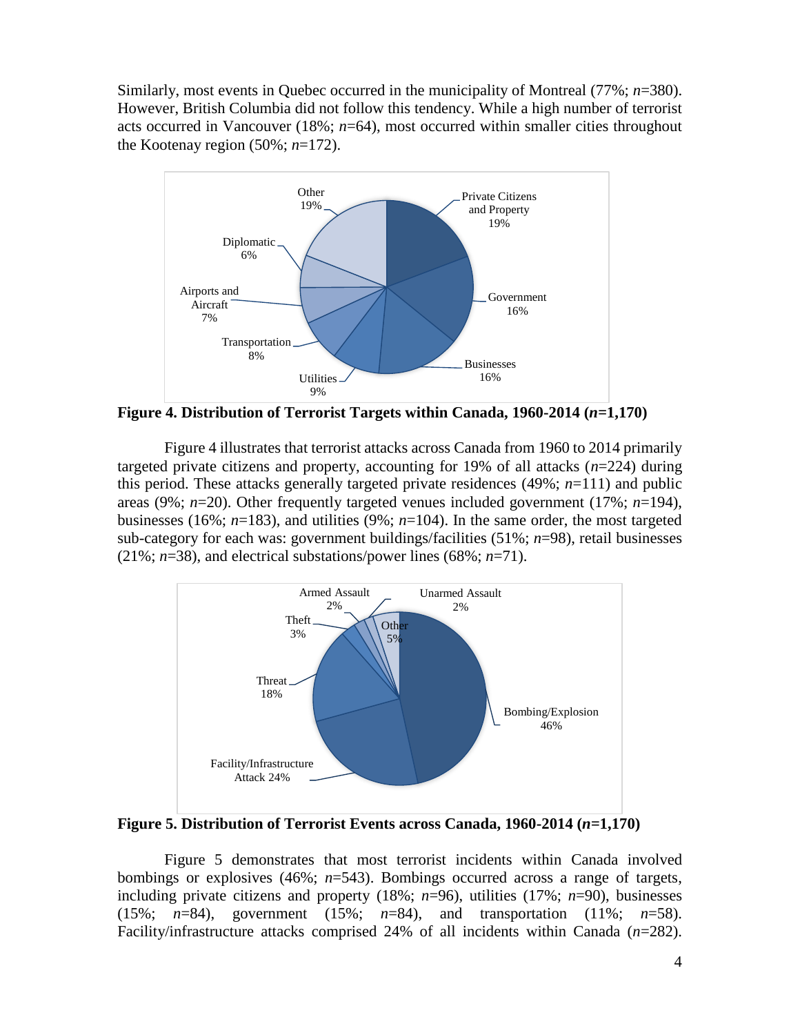Similarly, most events in Quebec occurred in the municipality of Montreal (77%; *n*=380). However, British Columbia did not follow this tendency. While a high number of terrorist acts occurred in Vancouver (18%; *n*=64), most occurred within smaller cities throughout the Kootenay region (50%; *n*=172).

**Figure 4. Distribution of Terrorist Targets within Canada, 1960-2014 (*n*=1,170)**

Figure 4 illustrates that terrorist attacks across Canada from 1960 to 2014 primarily targeted private citizens and property, accounting for 19% of all attacks (*n*=224) during this period. These attacks generally targeted private residences (49%; *n*=111) and public areas (9%; *n*=20). Other frequently targeted venues included government (17%; *n*=194), businesses (16%; *n*=183), and utilities (9%; *n*=104). In the same order, the most targeted sub-category for each was: government buildings/facilities (51%; *n*=98), retail businesses (21%; *n*=38), and electrical substations/power lines (68%; *n*=71).

**Figure 5. Distribution of Terrorist Events across Canada, 1960-2014 (*n*=1,170)**

Figure 5 demonstrates that most terrorist incidents within Canada involved bombings or explosives (46%; *n*=543). Bombings occurred across a range of targets, including private citizens and property (18%; *n*=96), utilities (17%; *n*=90), businesses (15%; *n*=84), government (15%; *n*=84), and transportation (11%; *n*=58). Facility/infrastructure attacks comprised 24% of all incidents within Canada (*n*=282).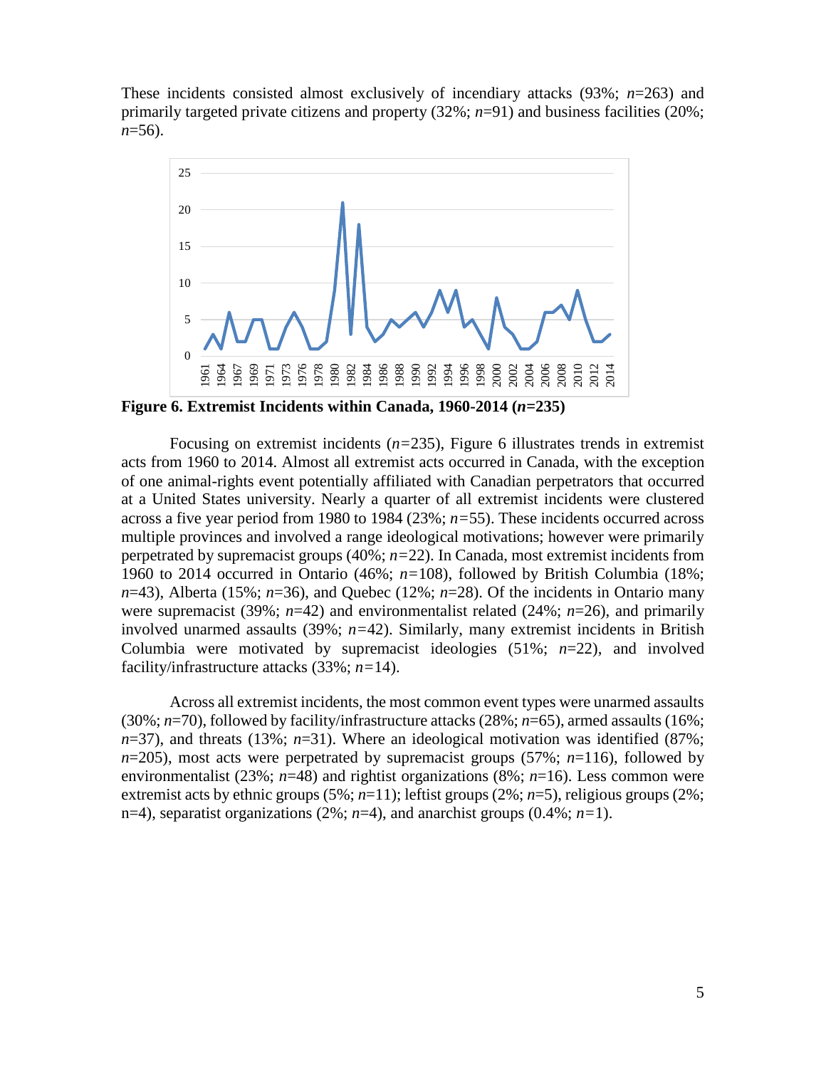These incidents consisted almost exclusively of incendiary attacks (93%; *n*=263) and primarily targeted private citizens and property (32%; *n*=91) and business facilities (20%; *n*=56).

25
20
15
10
5
0

1961 1964 1967 1969 1971 1973 1976 1978 1980 1982 1984 1986 1988 1990 1992 1994 1996 1998 2000 2002 2004 2006 2008 2010 2012 2014

**Figure 6. Extremist Incidents within Canada, 1960-2014 (*n*=235)**

Focusing on extremist incidents (*n*=235), Figure 6 illustrates trends in extremist acts from 1960 to 2014. Almost all extremist acts occurred in Canada, with the exception of one animal-rights event potentially affiliated with Canadian perpetrators that occurred at a United States university. Nearly a quarter of all extremist incidents were clustered across a five year period from 1980 to 1984 (23%; *n*=55). These incidents occurred across multiple provinces and involved a range ideological motivations; however were primarily perpetrated by supremacist groups (40%; *n*=22). In Canada, most extremist incidents from 1960 to 2014 occurred in Ontario (46%; *n*=108), followed by British Columbia (18%; *n*=43), Alberta (15%; *n*=36), and Quebec (12%; *n*=28). Of the incidents in Ontario many were supremacist (39%; *n*=42) and environmentalist related (24%; *n*=26), and primarily involved unarmed assaults (39%; *n*=42). Similarly, many extremist incidents in British Columbia were motivated by supremacist ideologies (51%; *n*=22), and involved facility/infrastructure attacks (33%; *n*=14).

Across all extremist incidents, the most common event types were unarmed assaults (30%; *n*=70), followed by facility/infrastructure attacks (28%; *n*=65), armed assaults (16%; *n*=37), and threats (13%; *n*=31). Where an ideological motivation was identified (87%; *n*=205), most acts were perpetrated by supremacist groups (57%; *n*=116), followed by environmentalist (23%; *n*=48) and rightist organizations (8%; *n*=16). Less common were extremist acts by ethnic groups (5%; *n*=11); leftist groups (2%; *n*=5), religious groups (2%; n=4), separatist organizations (2%; *n*=4), and anarchist groups (0.4%; *n*=1).